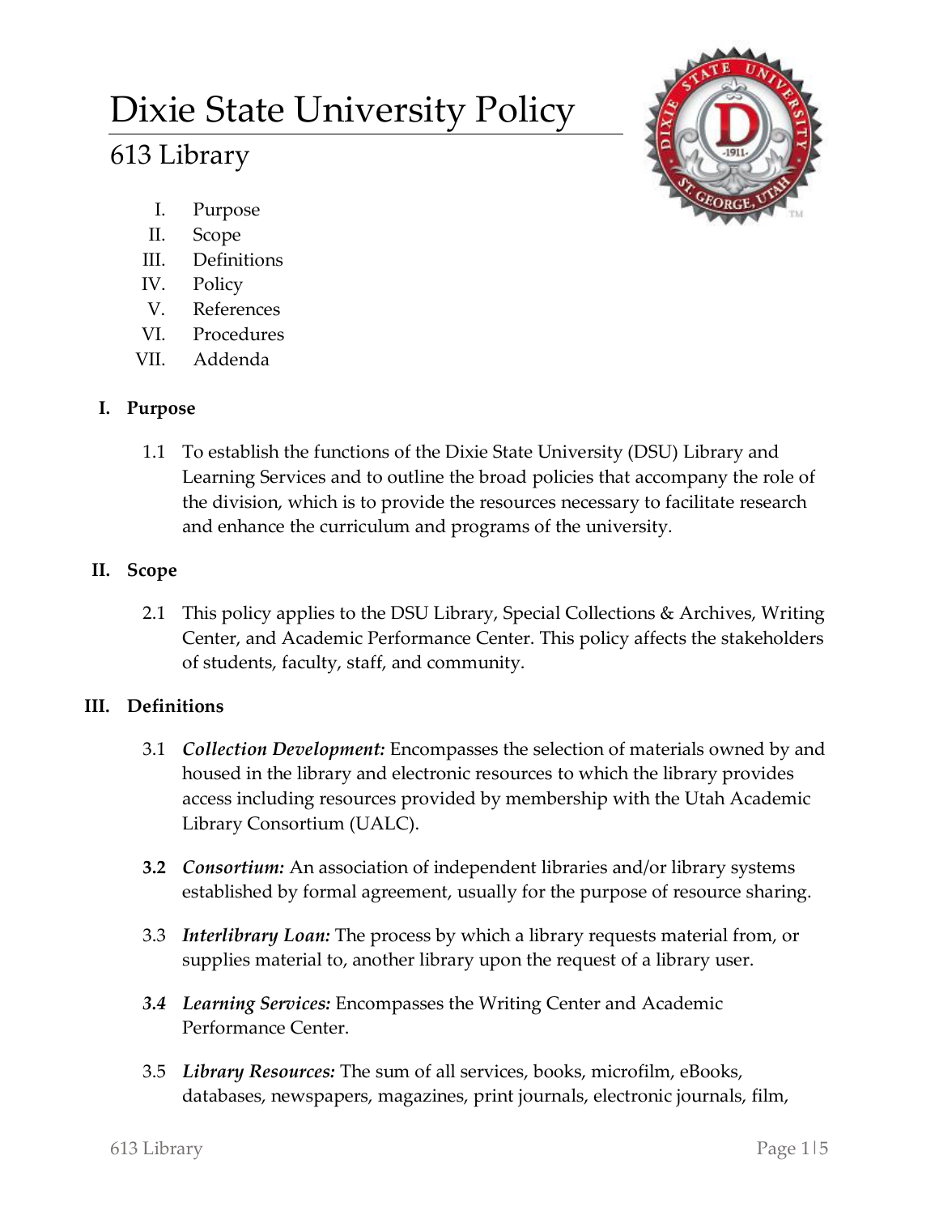# Dixie State University Policy

## 613 Library

I. Purpose
II. Scope
III. Definitions
IV. Policy
V. References
VI. Procedures
VII. Addenda

### I. Purpose

1.1 To establish the functions of the Dixie State University (DSU) Library and Learning Services and to outline the broad policies that accompany the role of the division, which is to provide the resources necessary to facilitate research and enhance the curriculum and programs of the university.

### II. Scope

2.1 This policy applies to the DSU Library, Special Collections & Archives, Writing Center, and Academic Performance Center. This policy affects the stakeholders of students, faculty, staff, and community.

### III. Definitions

3.1 ***Collection Development:*** Encompasses the selection of materials owned by and housed in the library and electronic resources to which the library provides access including resources provided by membership with the Utah Academic Library Consortium (UALC).

**3.2** ***Consortium:*** An association of independent libraries and/or library systems established by formal agreement, usually for the purpose of resource sharing.

3.3 ***Interlibrary Loan:*** The process by which a library requests material from, or supplies material to, another library upon the request of a library user.

***3.4*** ***Learning Services:*** Encompasses the Writing Center and Academic Performance Center.

3.5 ***Library Resources:*** The sum of all services, books, microfilm, eBooks, databases, newspapers, magazines, print journals, electronic journals, film,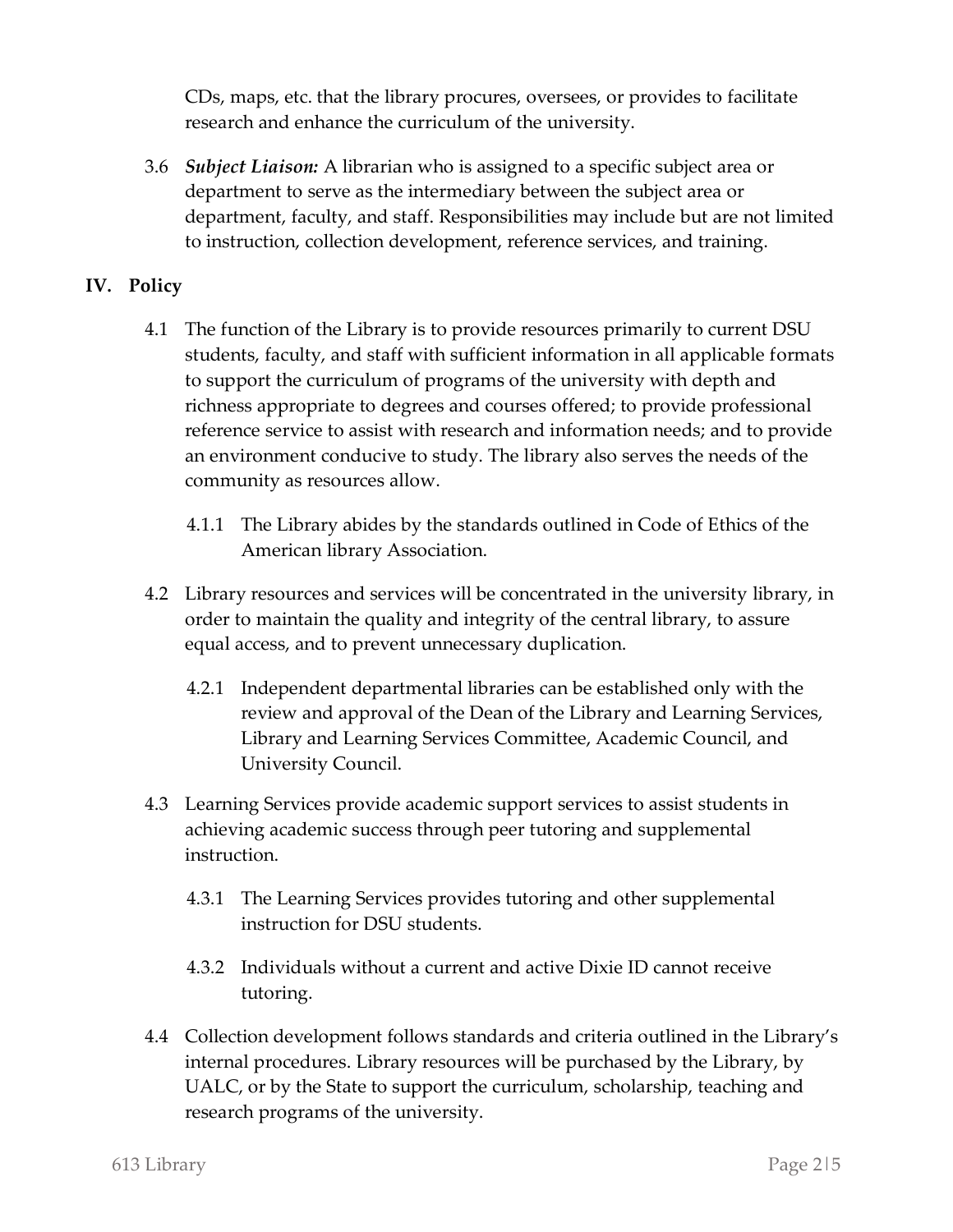CDs, maps, etc. that the library procures, oversees, or provides to facilitate research and enhance the curriculum of the university.

3.6 ***Subject Liaison:*** A librarian who is assigned to a specific subject area or department to serve as the intermediary between the subject area or department, faculty, and staff. Responsibilities may include but are not limited to instruction, collection development, reference services, and training.

## IV. Policy

4.1 The function of the Library is to provide resources primarily to current DSU students, faculty, and staff with sufficient information in all applicable formats to support the curriculum of programs of the university with depth and richness appropriate to degrees and courses offered; to provide professional reference service to assist with research and information needs; and to provide an environment conducive to study. The library also serves the needs of the community as resources allow.

4.1.1 The Library abides by the standards outlined in Code of Ethics of the American library Association.

4.2 Library resources and services will be concentrated in the university library, in order to maintain the quality and integrity of the central library, to assure equal access, and to prevent unnecessary duplication.

4.2.1 Independent departmental libraries can be established only with the review and approval of the Dean of the Library and Learning Services, Library and Learning Services Committee, Academic Council, and University Council.

4.3 Learning Services provide academic support services to assist students in achieving academic success through peer tutoring and supplemental instruction.

4.3.1 The Learning Services provides tutoring and other supplemental instruction for DSU students.

4.3.2 Individuals without a current and active Dixie ID cannot receive tutoring.

4.4 Collection development follows standards and criteria outlined in the Library's internal procedures. Library resources will be purchased by the Library, by UALC, or by the State to support the curriculum, scholarship, teaching and research programs of the university.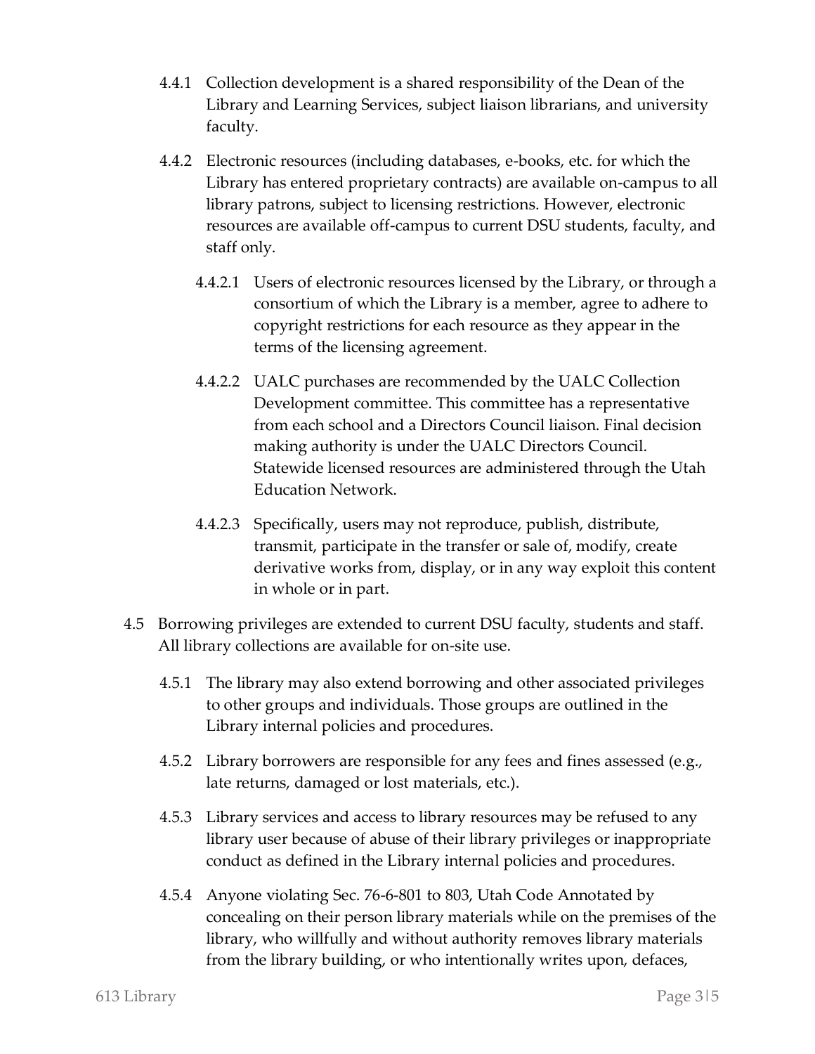4.4.1 Collection development is a shared responsibility of the Dean of the Library and Learning Services, subject liaison librarians, and university faculty.

4.4.2 Electronic resources (including databases, e-books, etc. for which the Library has entered proprietary contracts) are available on-campus to all library patrons, subject to licensing restrictions. However, electronic resources are available off-campus to current DSU students, faculty, and staff only.

4.4.2.1 Users of electronic resources licensed by the Library, or through a consortium of which the Library is a member, agree to adhere to copyright restrictions for each resource as they appear in the terms of the licensing agreement.

4.4.2.2 UALC purchases are recommended by the UALC Collection Development committee. This committee has a representative from each school and a Directors Council liaison. Final decision making authority is under the UALC Directors Council. Statewide licensed resources are administered through the Utah Education Network.

4.4.2.3 Specifically, users may not reproduce, publish, distribute, transmit, participate in the transfer or sale of, modify, create derivative works from, display, or in any way exploit this content in whole or in part.

4.5 Borrowing privileges are extended to current DSU faculty, students and staff. All library collections are available for on-site use.

4.5.1 The library may also extend borrowing and other associated privileges to other groups and individuals. Those groups are outlined in the Library internal policies and procedures.

4.5.2 Library borrowers are responsible for any fees and fines assessed (e.g., late returns, damaged or lost materials, etc.).

4.5.3 Library services and access to library resources may be refused to any library user because of abuse of their library privileges or inappropriate conduct as defined in the Library internal policies and procedures.

4.5.4 Anyone violating Sec. 76-6-801 to 803, Utah Code Annotated by concealing on their person library materials while on the premises of the library, who willfully and without authority removes library materials from the library building, or who intentionally writes upon, defaces,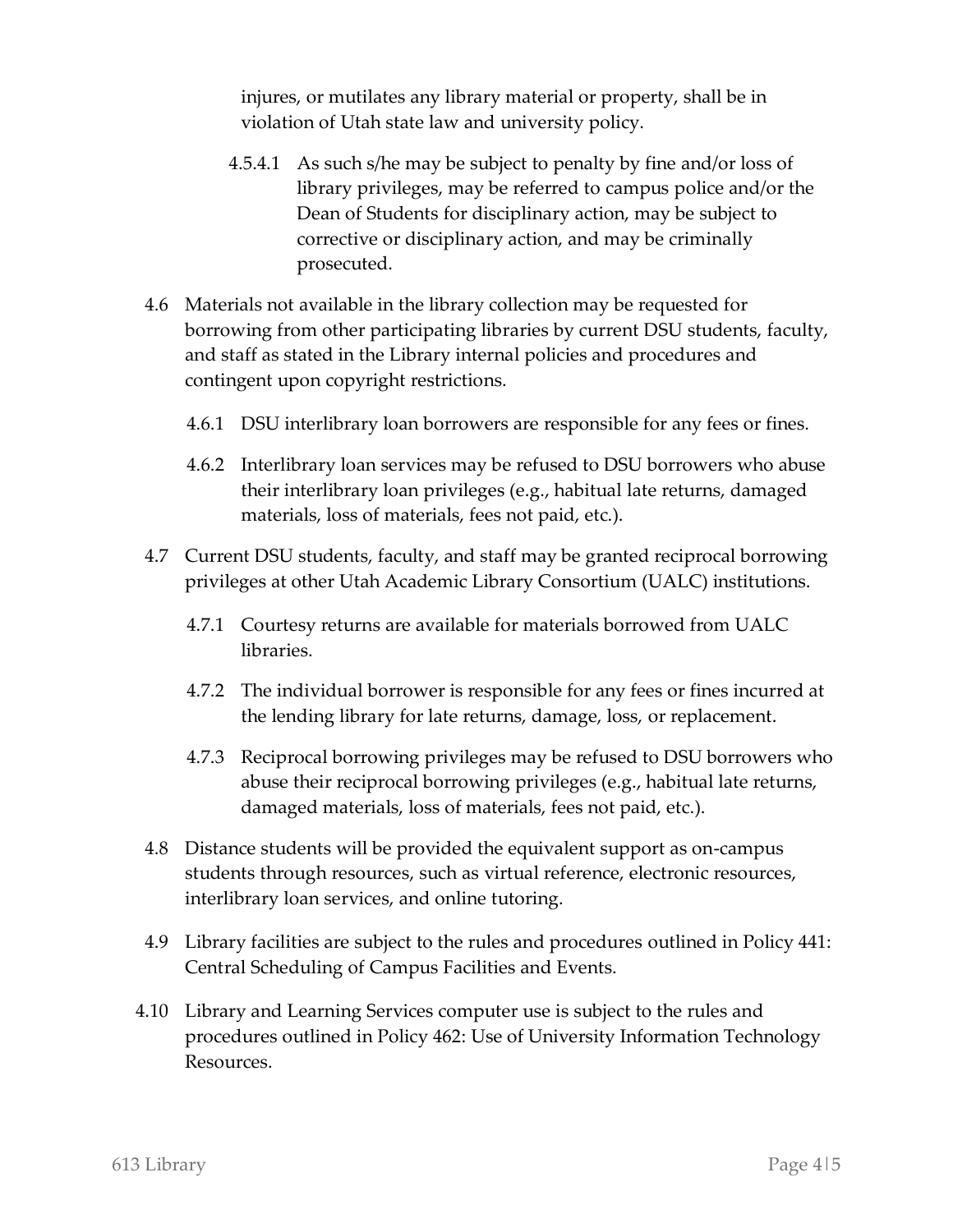injures, or mutilates any library material or property, shall be in violation of Utah state law and university policy.

4.5.4.1 As such s/he may be subject to penalty by fine and/or loss of library privileges, may be referred to campus police and/or the Dean of Students for disciplinary action, may be subject to corrective or disciplinary action, and may be criminally prosecuted.

4.6 Materials not available in the library collection may be requested for borrowing from other participating libraries by current DSU students, faculty, and staff as stated in the Library internal policies and procedures and contingent upon copyright restrictions.

4.6.1 DSU interlibrary loan borrowers are responsible for any fees or fines.

4.6.2 Interlibrary loan services may be refused to DSU borrowers who abuse their interlibrary loan privileges (e.g., habitual late returns, damaged materials, loss of materials, fees not paid, etc.).

4.7 Current DSU students, faculty, and staff may be granted reciprocal borrowing privileges at other Utah Academic Library Consortium (UALC) institutions.

4.7.1 Courtesy returns are available for materials borrowed from UALC libraries.

4.7.2 The individual borrower is responsible for any fees or fines incurred at the lending library for late returns, damage, loss, or replacement.

4.7.3 Reciprocal borrowing privileges may be refused to DSU borrowers who abuse their reciprocal borrowing privileges (e.g., habitual late returns, damaged materials, loss of materials, fees not paid, etc.).

4.8 Distance students will be provided the equivalent support as on-campus students through resources, such as virtual reference, electronic resources, interlibrary loan services, and online tutoring.

4.9 Library facilities are subject to the rules and procedures outlined in Policy 441: Central Scheduling of Campus Facilities and Events.

4.10 Library and Learning Services computer use is subject to the rules and procedures outlined in Policy 462: Use of University Information Technology Resources.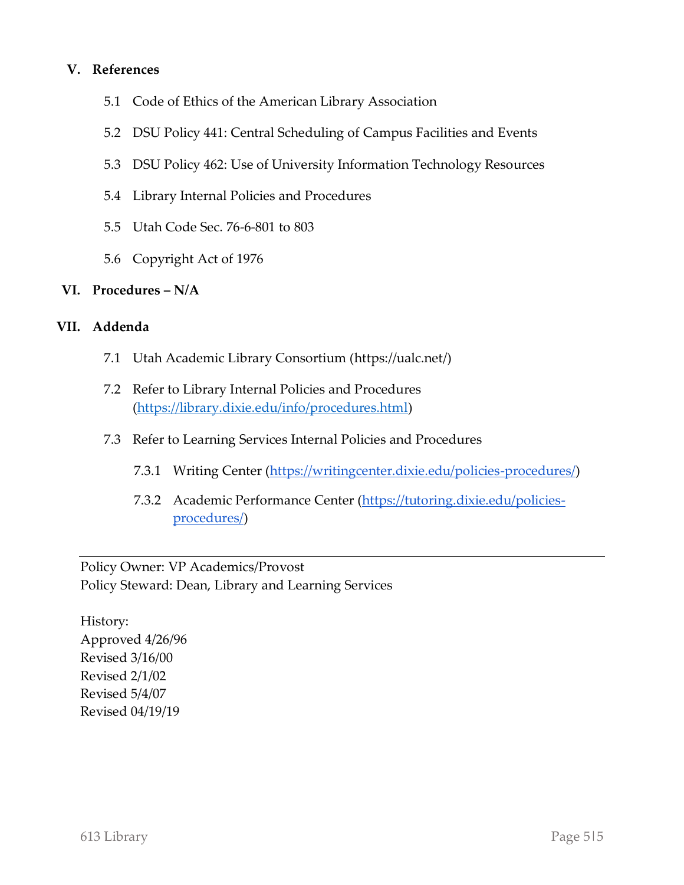## V. References

5.1 Code of Ethics of the American Library Association

5.2 DSU Policy 441: Central Scheduling of Campus Facilities and Events

5.3 DSU Policy 462: Use of University Information Technology Resources

5.4 Library Internal Policies and Procedures

5.5 Utah Code Sec. 76-6-801 to 803

5.6 Copyright Act of 1976

## VI. Procedures – N/A

## VII. Addenda

7.1 Utah Academic Library Consortium (https://ualc.net/)

7.2 Refer to Library Internal Policies and Procedures (https://library.dixie.edu/info/procedures.html)

7.3 Refer to Learning Services Internal Policies and Procedures

7.3.1 Writing Center (https://writingcenter.dixie.edu/policies-procedures/)

7.3.2 Academic Performance Center (https://tutoring.dixie.edu/policies-procedures/)

---

Policy Owner: VP Academics/Provost
Policy Steward: Dean, Library and Learning Services

History:
Approved 4/26/96
Revised 3/16/00
Revised 2/1/02
Revised 5/4/07
Revised 04/19/19